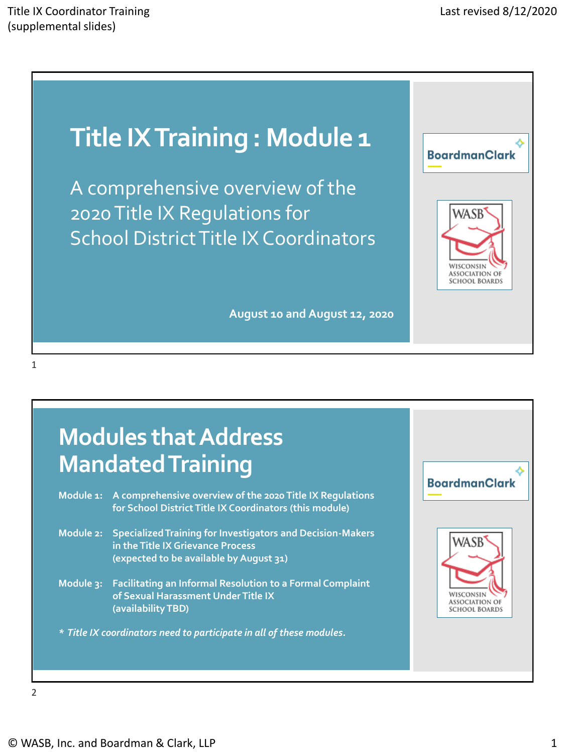# Title IX Training : Module 1

A comprehensive overview of the 2020 Title IX Regulations for School District Title IX Coordinators

August 10 and August 12, 2020

BoardmanClark

WASB
WISCONSIN ASSOCIATION OF SCHOOL BOARDS

# Modules that Address Mandated Training

**Module 1:** A comprehensive overview of the 2020 Title IX Regulations for School District Title IX Coordinators (this module)

**Module 2:** Specialized Training for Investigators and Decision-Makers in the Title IX Grievance Process
(expected to be available by August 31)

**Module 3:** Facilitating an Informal Resolution to a Formal Complaint of Sexual Harassment Under Title IX
(availability TBD)

*\* Title IX coordinators need to participate in all of these modules.*

BoardmanClark

WASB
WISCONSIN ASSOCIATION OF SCHOOL BOARDS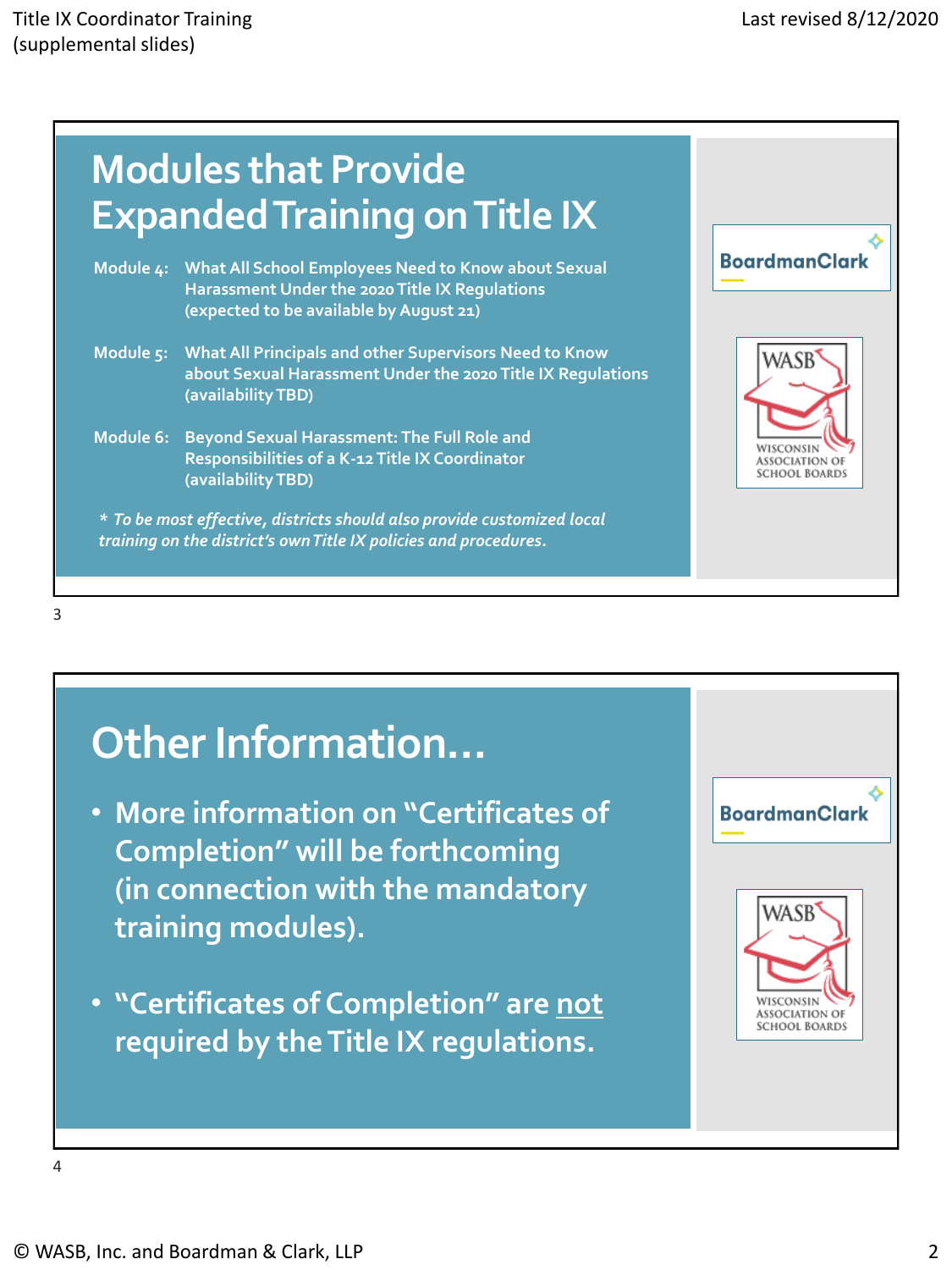## Modules that Provide Expanded Training on Title IX

Module 4: What All School Employees Need to Know about Sexual Harassment Under the 2020 Title IX Regulations (expected to be available by August 21)

Module 5: What All Principals and other Supervisors Need to Know about Sexual Harassment Under the 2020 Title IX Regulations (availability TBD)

Module 6: Beyond Sexual Harassment: The Full Role and Responsibilities of a K-12 Title IX Coordinator (availability TBD)

*\* To be most effective, districts should also provide customized local training on the district's own Title IX policies and procedures.*

BoardmanClark

WASB WISCONSIN ASSOCIATION OF SCHOOL BOARDS

## Other Information…

- More information on "Certificates of Completion" will be forthcoming (in connection with the mandatory training modules).
- "Certificates of Completion" are <u>not</u> required by the Title IX regulations.

BoardmanClark

WASB WISCONSIN ASSOCIATION OF SCHOOL BOARDS

© WASB, Inc. and Boardman & Clark, LLP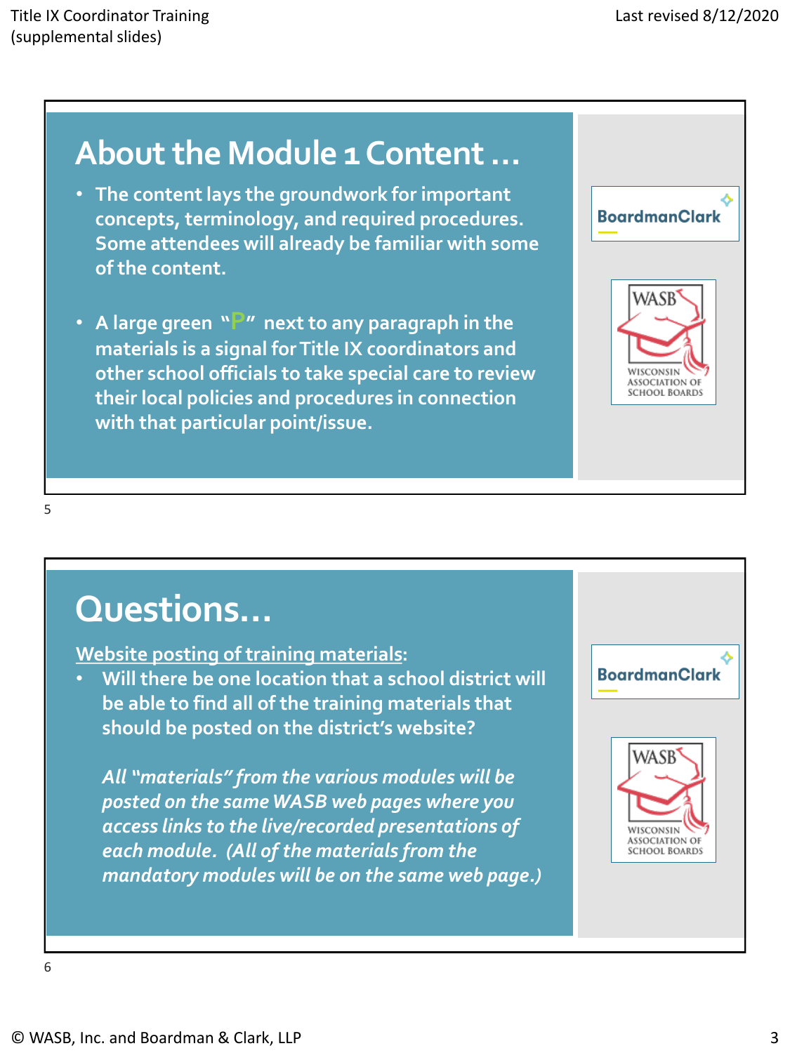## About the Module 1 Content …

- The content lays the groundwork for important concepts, terminology, and required procedures. Some attendees will already be familiar with some of the content.
- A large green "P" next to any paragraph in the materials is a signal for Title IX coordinators and other school officials to take special care to review their local policies and procedures in connection with that particular point/issue.

BoardmanClark

WASB
WISCONSIN ASSOCIATION OF SCHOOL BOARDS

## Questions…

Website posting of training materials:

- Will there be one location that a school district will be able to find all of the training materials that should be posted on the district's website?

  *All "materials" from the various modules will be posted on the same WASB web pages where you access links to the live/recorded presentations of each module. (All of the materials from the mandatory modules will be on the same web page.)*

BoardmanClark

WASB
WISCONSIN ASSOCIATION OF SCHOOL BOARDS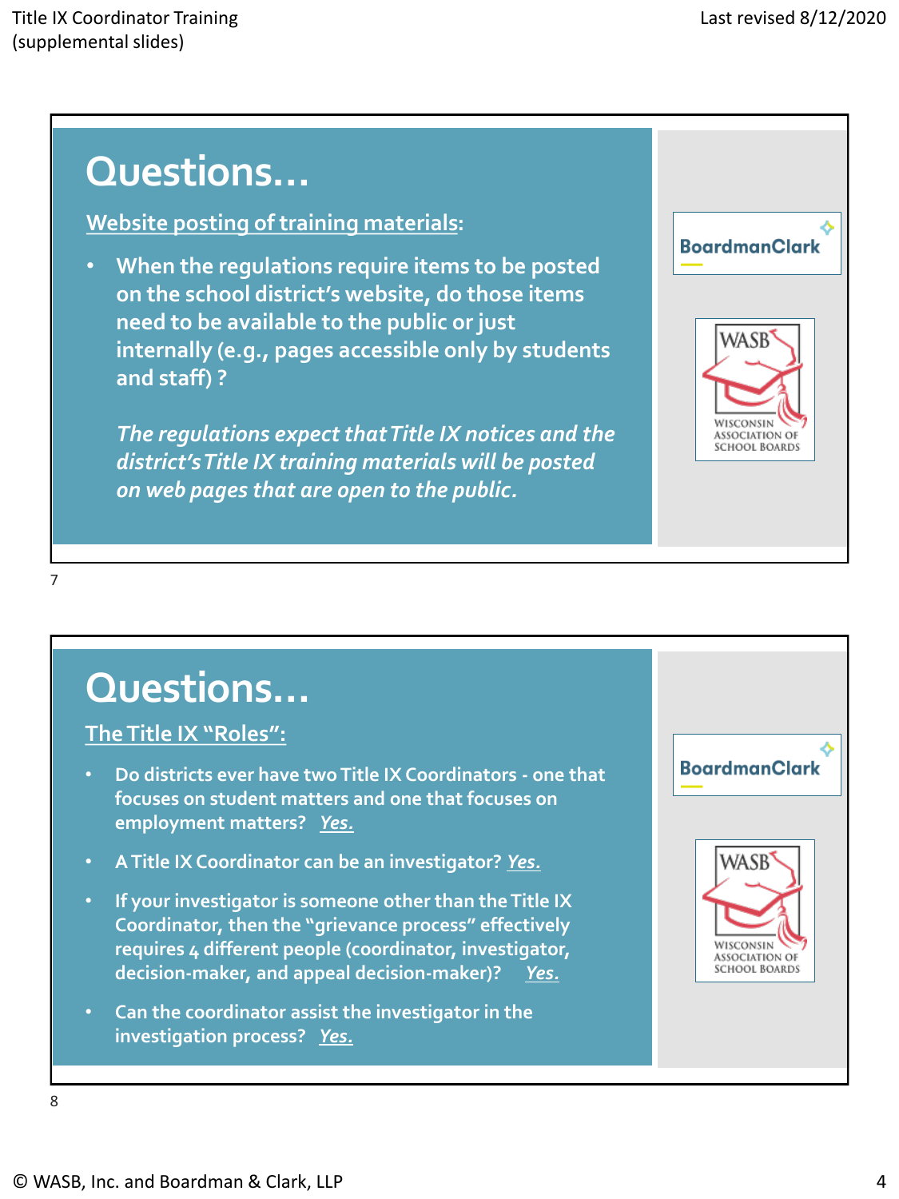# Questions…

<u>Website posting of training materials</u>:

- When the regulations require items to be posted on the school district's website, do those items need to be available to the public or just internally (e.g., pages accessible only by students and staff) ?

  *The regulations expect that Title IX notices and the district's Title IX training materials will be posted on web pages that are open to the public.*

BoardmanClark

WASB — Wisconsin Association of School Boards

7

# Questions…

<u>The Title IX "Roles"</u>:

- Do districts ever have two Title IX Coordinators - one that focuses on student matters and one that focuses on employment matters? ***Yes.***
- A Title IX Coordinator can be an investigator? ***Yes.***
- If your investigator is someone other than the Title IX Coordinator, then the "grievance process" effectively requires 4 different people (coordinator, investigator, decision-maker, and appeal decision-maker)? ***Yes.***
- Can the coordinator assist the investigator in the investigation process? ***Yes.***

BoardmanClark

WASB — Wisconsin Association of School Boards

8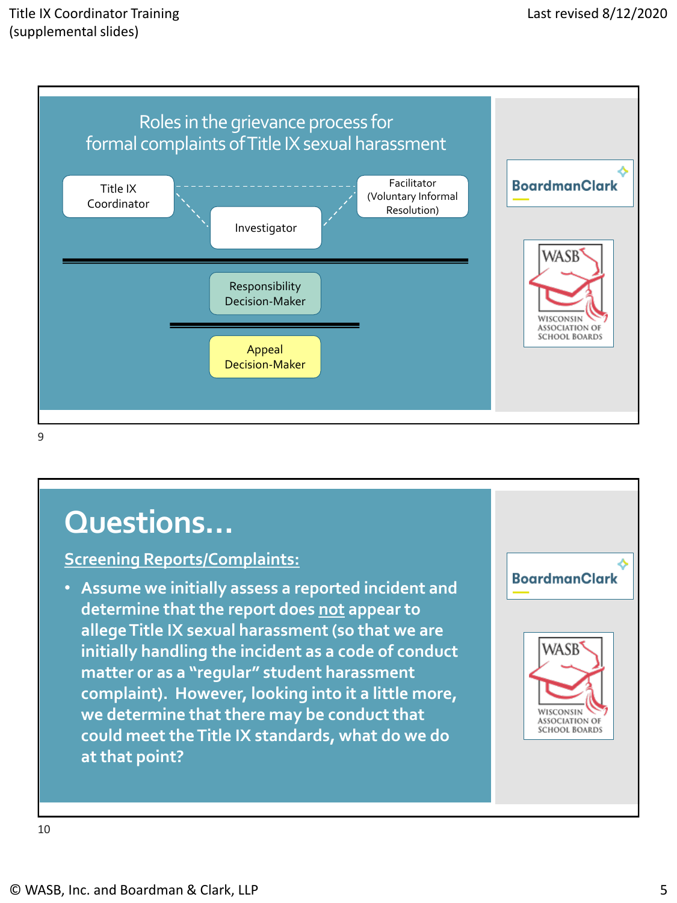## Roles in the grievance process for formal complaints of Title IX sexual harassment

- Title IX Coordinator
- Investigator
- Facilitator (Voluntary Informal Resolution)

---

- Responsibility Decision-Maker

---

- Appeal Decision-Maker

BoardmanClark

WASB Wisconsin Association of School Boards

## Questions…

**Screening Reports/Complaints:**

- Assume we initially assess a reported incident and determine that the report does not appear to allege Title IX sexual harassment (so that we are initially handling the incident as a code of conduct matter or as a "regular" student harassment complaint). However, looking into it a little more, we determine that there may be conduct that could meet the Title IX standards, what do we do at that point?

BoardmanClark

WASB Wisconsin Association of School Boards

© WASB, Inc. and Boardman & Clark, LLP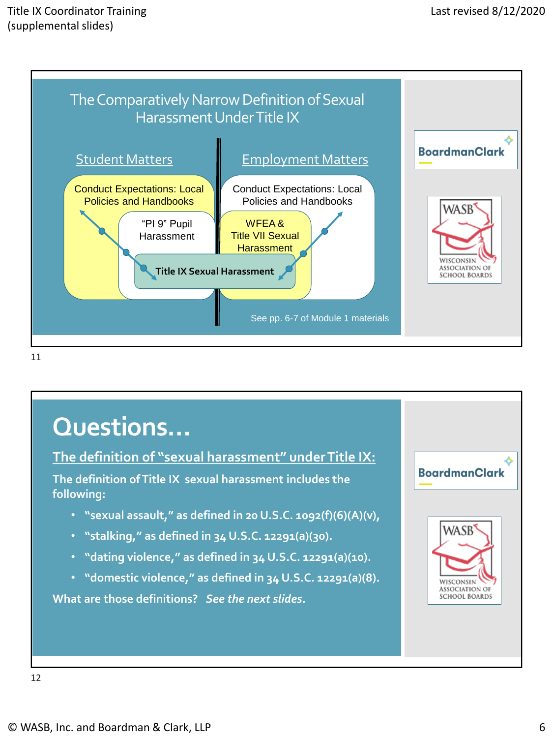## The Comparatively Narrow Definition of Sexual Harassment Under Title IX

**Student Matters**

- Conduct Expectations: Local Policies and Handbooks
- "PI 9" Pupil Harassment
- Title IX Sexual Harassment

**Employment Matters**

- Conduct Expectations: Local Policies and Handbooks
- WFEA & Title VII Sexual Harassment
- Title IX Sexual Harassment

See pp. 6-7 of Module 1 materials

BoardmanClark

WASB — Wisconsin Association of School Boards

11

## Questions…

**The definition of "sexual harassment" under Title IX:**

The definition of Title IX sexual harassment includes the following:

- "sexual assault," as defined in 20 U.S.C. 1092(f)(6)(A)(v),
- "stalking," as defined in 34 U.S.C. 12291(a)(30).
- "dating violence," as defined in 34 U.S.C. 12291(a)(10).
- "domestic violence," as defined in 34 U.S.C. 12291(a)(8).

What are those definitions? *See the next slides.*

BoardmanClark

WASB — Wisconsin Association of School Boards

12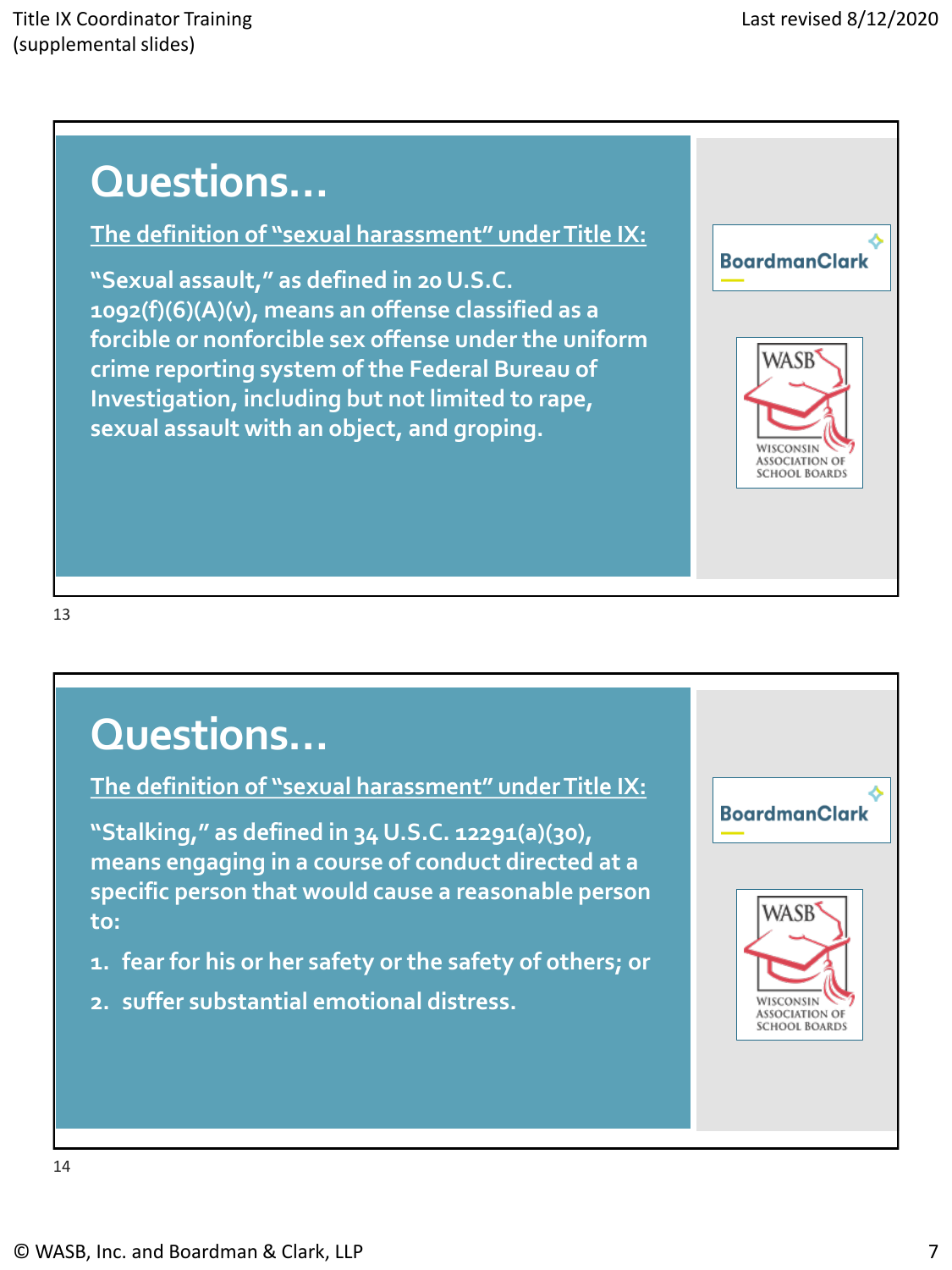# Questions…

The definition of "sexual harassment" under Title IX:

"Sexual assault," as defined in 20 U.S.C. 1092(f)(6)(A)(v), means an offense classified as a forcible or nonforcible sex offense under the uniform crime reporting system of the Federal Bureau of Investigation, including but not limited to rape, sexual assault with an object, and groping.

BoardmanClark

WASB
WISCONSIN ASSOCIATION OF SCHOOL BOARDS

13

# Questions…

The definition of "sexual harassment" under Title IX:

"Stalking," as defined in 34 U.S.C. 12291(a)(30), means engaging in a course of conduct directed at a specific person that would cause a reasonable person to:

1. fear for his or her safety or the safety of others; or
2. suffer substantial emotional distress.

BoardmanClark

WASB
WISCONSIN ASSOCIATION OF SCHOOL BOARDS

14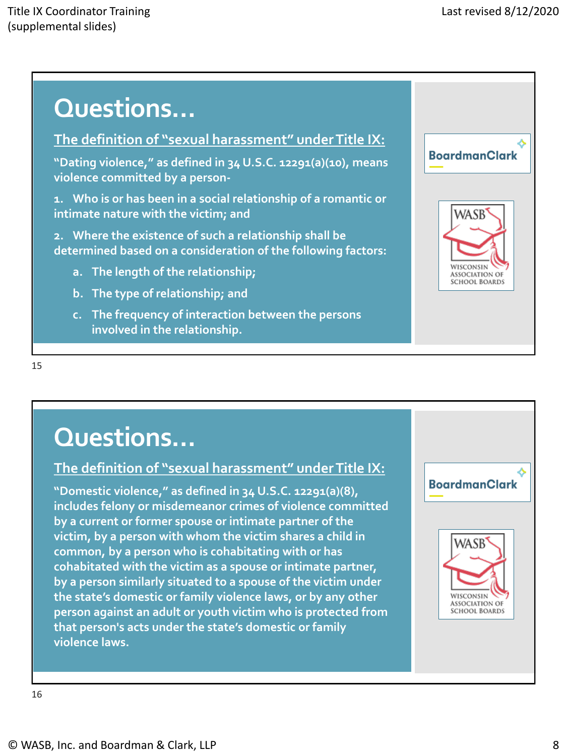## Questions…

**The definition of "sexual harassment" under Title IX:**

"Dating violence," as defined in 34 U.S.C. 12291(a)(10), means violence committed by a person-

1. Who is or has been in a social relationship of a romantic or intimate nature with the victim; and
2. Where the existence of such a relationship shall be determined based on a consideration of the following factors:
   a. The length of the relationship;
   b. The type of relationship; and
   c. The frequency of interaction between the persons involved in the relationship.

BoardmanClark

WASB — Wisconsin Association of School Boards

15

## Questions…

**The definition of "sexual harassment" under Title IX:**

"Domestic violence," as defined in 34 U.S.C. 12291(a)(8), includes felony or misdemeanor crimes of violence committed by a current or former spouse or intimate partner of the victim, by a person with whom the victim shares a child in common, by a person who is cohabitating with or has cohabitated with the victim as a spouse or intimate partner, by a person similarly situated to a spouse of the victim under the state's domestic or family violence laws, or by any other person against an adult or youth victim who is protected from that person's acts under the state's domestic or family violence laws.

BoardmanClark

WASB — Wisconsin Association of School Boards

16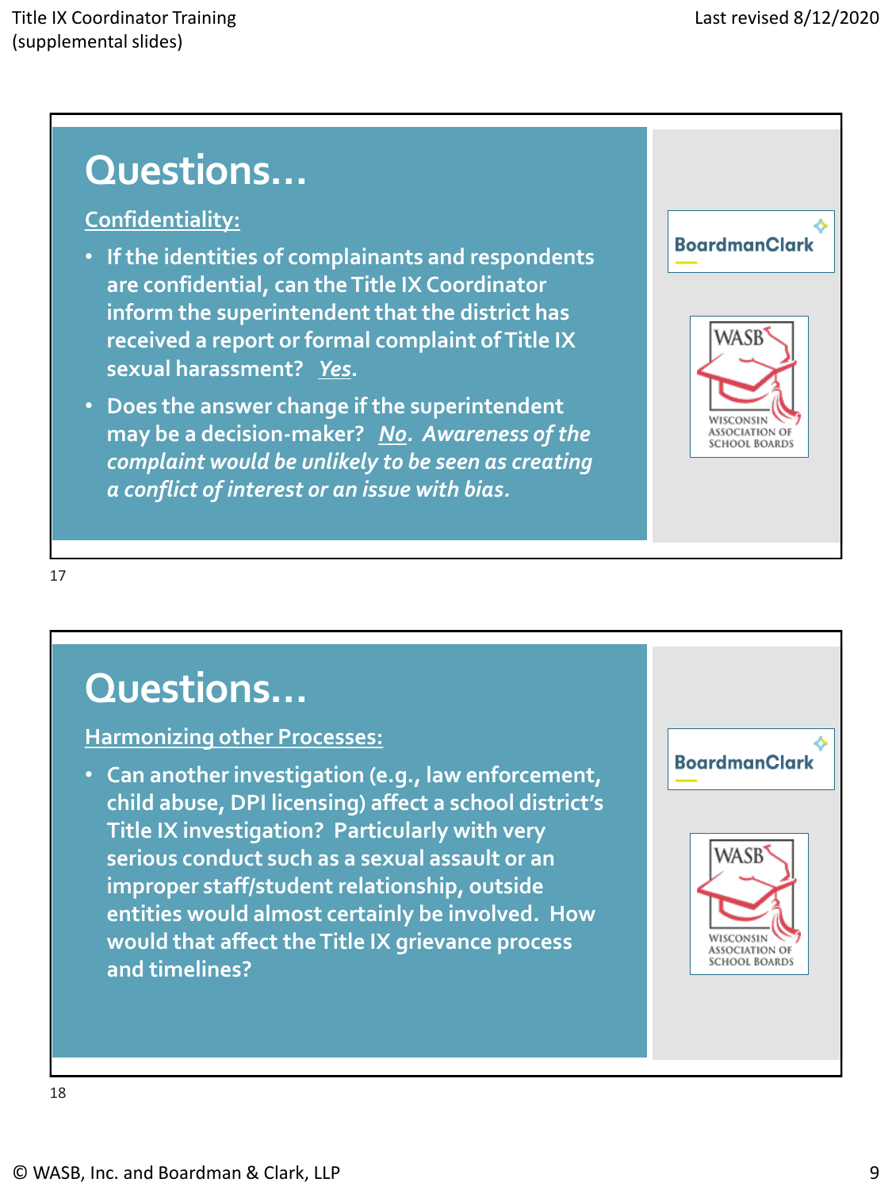## Questions…

**Confidentiality:**

- If the identities of complainants and respondents are confidential, can the Title IX Coordinator inform the superintendent that the district has received a report or formal complaint of Title IX sexual harassment? *Yes*.
- Does the answer change if the superintendent may be a decision-maker? *No. Awareness of the complaint would be unlikely to be seen as creating a conflict of interest or an issue with bias.*

BoardmanClark

WASB WISCONSIN ASSOCIATION OF SCHOOL BOARDS

17

## Questions…

**Harmonizing other Processes:**

- Can another investigation (e.g., law enforcement, child abuse, DPI licensing) affect a school district's Title IX investigation? Particularly with very serious conduct such as a sexual assault or an improper staff/student relationship, outside entities would almost certainly be involved. How would that affect the Title IX grievance process and timelines?

BoardmanClark

WASB WISCONSIN ASSOCIATION OF SCHOOL BOARDS

18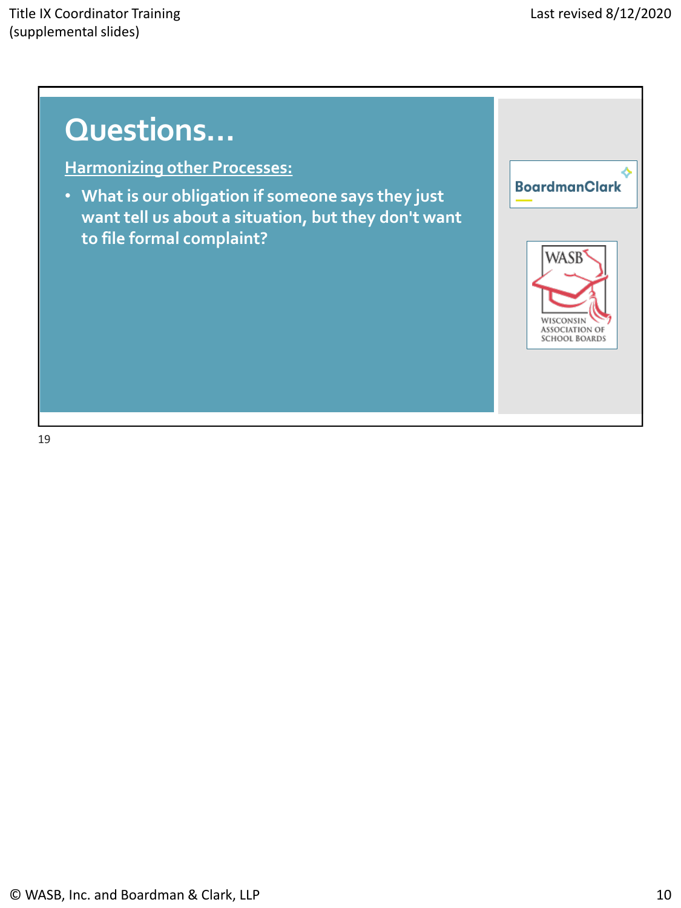# Questions…

**Harmonizing other Processes:**

- What is our obligation if someone says they just want tell us about a situation, but they don't want to file formal complaint?

BoardmanClark

WASB
WISCONSIN ASSOCIATION OF SCHOOL BOARDS

19